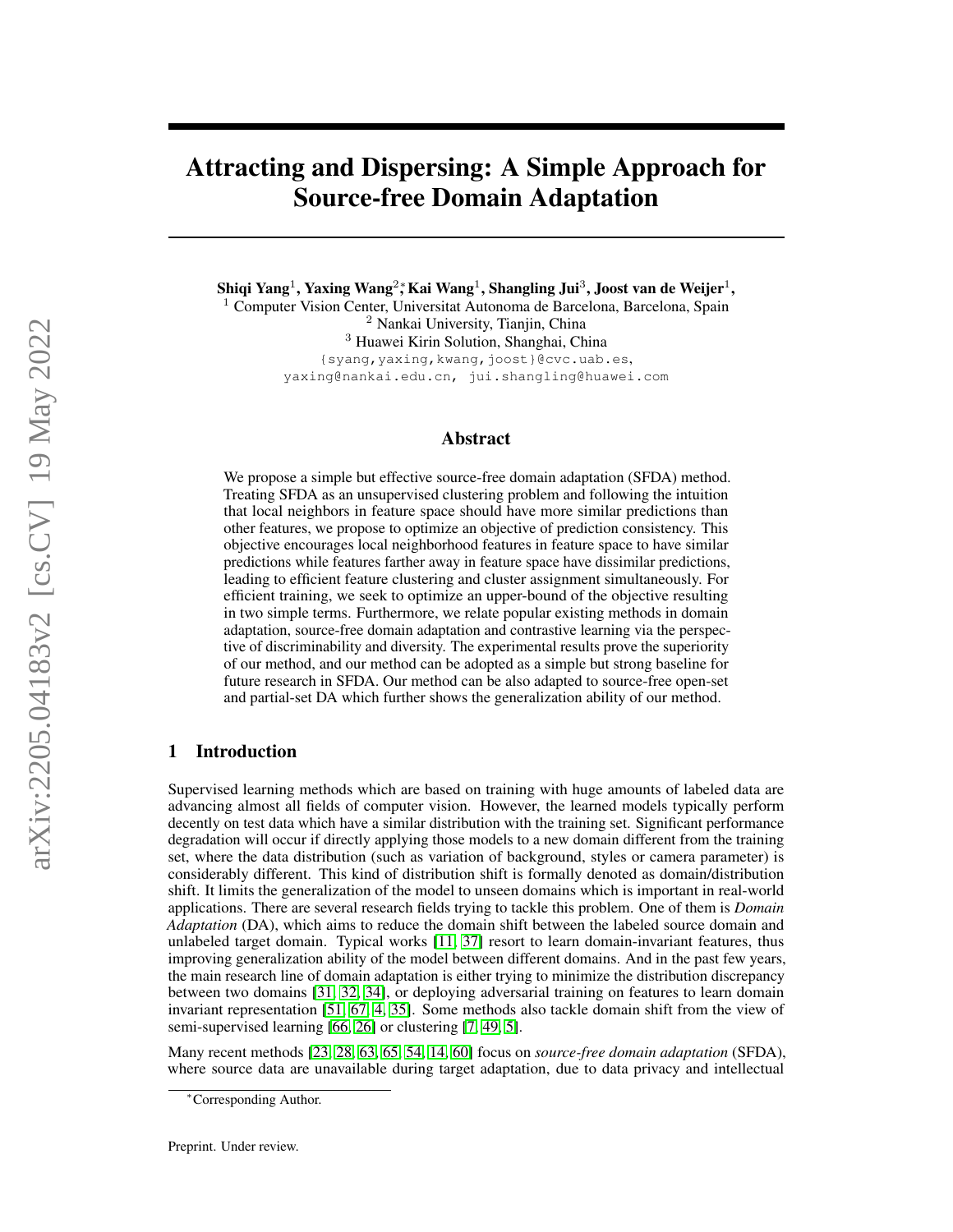# Attracting and Dispersing: A Simple Approach for Source-free Domain Adaptation

**Shiqi Yang**[1], **Yaxing Wang**[2,*], **Kai Wang**[1], **Shangling Jui**[3], **Joost van de Weijer**[1],

[1] Computer Vision Center, Universitat Autonoma de Barcelona, Barcelona, Spain
[2] Nankai University, Tianjin, China
[3] Huawei Kirin Solution, Shanghai, China
{syang,yaxing,kwang,joost}@cvc.uab.es,
yaxing@nankai.edu.cn, jui.shangling@huawei.com

## Abstract

We propose a simple but effective source-free domain adaptation (SFDA) method. Treating SFDA as an unsupervised clustering problem and following the intuition that local neighbors in feature space should have more similar predictions than other features, we propose to optimize an objective of prediction consistency. This objective encourages local neighborhood features in feature space to have similar predictions while features farther away in feature space have dissimilar predictions, leading to efficient feature clustering and cluster assignment simultaneously. For efficient training, we seek to optimize an upper-bound of the objective resulting in two simple terms. Furthermore, we relate popular existing methods in domain adaptation, source-free domain adaptation and contrastive learning via the perspective of discriminability and diversity. The experimental results prove the superiority of our method, and our method can be adopted as a simple but strong baseline for future research in SFDA. Our method can be also adapted to source-free open-set and partial-set DA which further shows the generalization ability of our method.

## 1 Introduction

Supervised learning methods which are based on training with huge amounts of labeled data are advancing almost all fields of computer vision. However, the learned models typically perform decently on test data which have a similar distribution with the training set. Significant performance degradation will occur if directly applying those models to a new domain different from the training set, where the data distribution (such as variation of background, styles or camera parameter) is considerably different. This kind of distribution shift is formally denoted as domain/distribution shift. It limits the generalization of the model to unseen domains which is important in real-world applications. There are several research fields trying to tackle this problem. One of them is *Domain Adaptation* (DA), which aims to reduce the domain shift between the labeled source domain and unlabeled target domain. Typical works [11, 37] resort to learn domain-invariant features, thus improving generalization ability of the model between different domains. And in the past few years, the main research line of domain adaptation is either trying to minimize the distribution discrepancy between two domains [31, 32, 34], or deploying adversarial training on features to learn domain invariant representation [51, 67, 4, 35]. Some methods also tackle domain shift from the view of semi-supervised learning [66, 26] or clustering [7, 49, 5].

Many recent methods [23, 28, 63, 65, 54, 14, 60] focus on *source-free domain adaptation* (SFDA), where source data are unavailable during target adaptation, due to data privacy and intellectual

*Corresponding Author.

Preprint. Under review.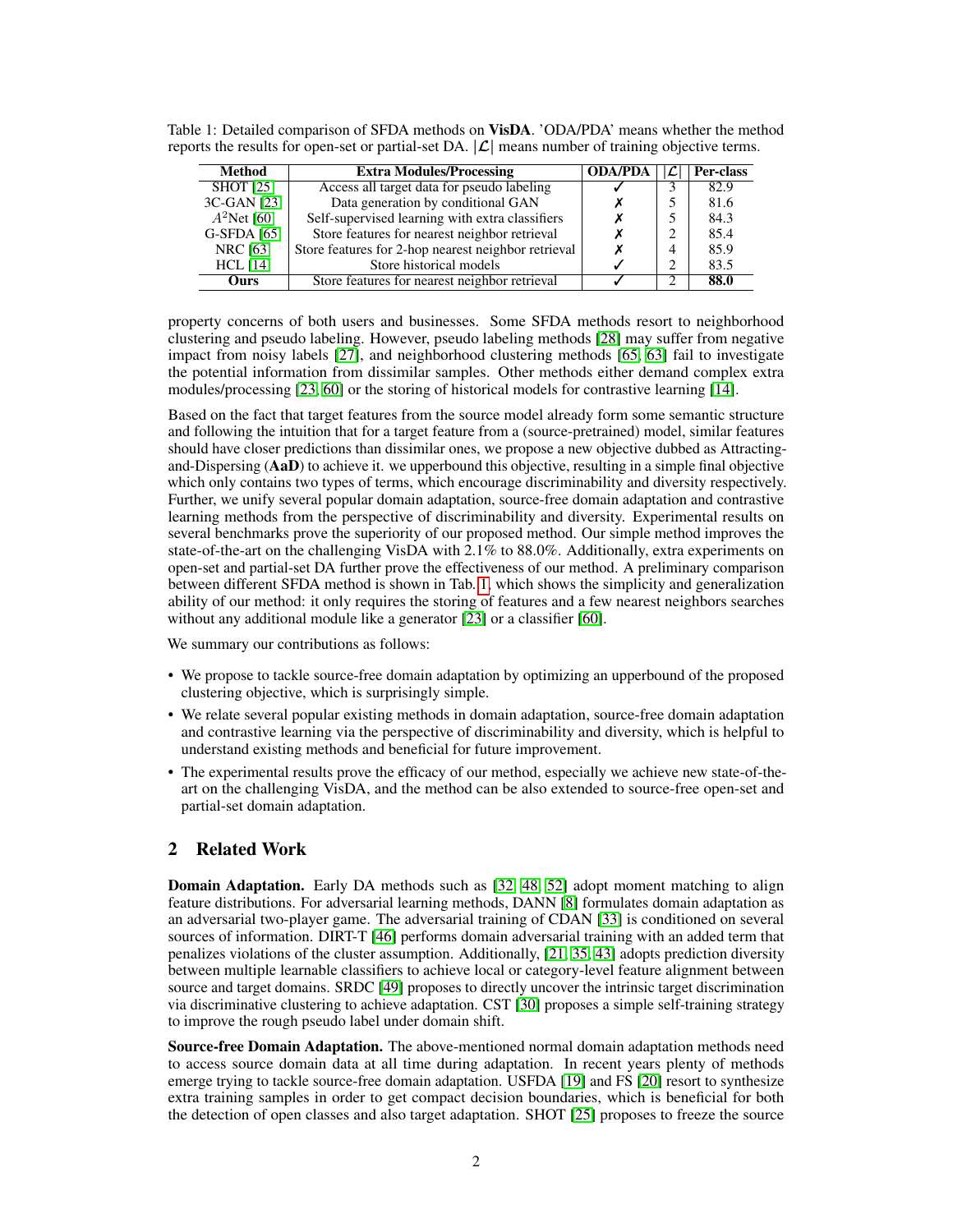Table 1: Detailed comparison of SFDA methods on **VisDA**. 'ODA/PDA' means whether the method reports the results for open-set or partial-set DA. $|\mathcal{L}|$ means number of training objective terms.

| Method | Extra Modules/Processing | ODA/PDA | $\|\mathcal{L}\|$ | Per-class |
|---|---|---|---|---|
| SHOT [25] | Access all target data for pseudo labeling | ✓ | 3 | 82.9 |
| 3C-GAN [23] | Data generation by conditional GAN | ✗ | 5 | 81.6 |
| $A^2$Net [60] | Self-supervised learning with extra classifiers | ✗ | 5 | 84.3 |
| G-SFDA [65] | Store features for nearest neighbor retrieval | ✗ | 2 | 85.4 |
| NRC [63] | Store features for 2-hop nearest neighbor retrieval | ✗ | 4 | 85.9 |
| HCL [14] | Store historical models | ✓ | 2 | 83.5 |
| **Ours** | Store features for nearest neighbor retrieval | ✓ | 2 | **88.0** |

property concerns of both users and businesses. Some SFDA methods resort to neighborhood clustering and pseudo labeling. However, pseudo labeling methods [28] may suffer from negative impact from noisy labels [27], and neighborhood clustering methods [65, 63] fail to investigate the potential information from dissimilar samples. Other methods either demand complex extra modules/processing [23, 60] or the storing of historical models for contrastive learning [14].

Based on the fact that target features from the source model already form some semantic structure and following the intuition that for a target feature from a (source-pretrained) model, similar features should have closer predictions than dissimilar ones, we propose a new objective dubbed as Attracting-and-Dispersing (**AaD**) to achieve it. we upperbound this objective, resulting in a simple final objective which only contains two types of terms, which encourage discriminability and diversity respectively. Further, we unify several popular domain adaptation, source-free domain adaptation and contrastive learning methods from the perspective of discriminability and diversity. Experimental results on several benchmarks prove the superiority of our proposed method. Our simple method improves the state-of-the-art on the challenging VisDA with 2.1% to 88.0%. Additionally, extra experiments on open-set and partial-set DA further prove the effectiveness of our method. A preliminary comparison between different SFDA method is shown in Tab. 1, which shows the simplicity and generalization ability of our method: it only requires the storing of features and a few nearest neighbors searches without any additional module like a generator [23] or a classifier [60].

We summary our contributions as follows:

- We propose to tackle source-free domain adaptation by optimizing an upperbound of the proposed clustering objective, which is surprisingly simple.
- We relate several popular existing methods in domain adaptation, source-free domain adaptation and contrastive learning via the perspective of discriminability and diversity, which is helpful to understand existing methods and beneficial for future improvement.
- The experimental results prove the efficacy of our method, especially we achieve new state-of-the-art on the challenging VisDA, and the method can be also extended to source-free open-set and partial-set domain adaptation.

## 2 Related Work

**Domain Adaptation.** Early DA methods such as [32, 48, 52] adopt moment matching to align feature distributions. For adversarial learning methods, DANN [8] formulates domain adaptation as an adversarial two-player game. The adversarial training of CDAN [33] is conditioned on several sources of information. DIRT-T [46] performs domain adversarial training with an added term that penalizes violations of the cluster assumption. Additionally, [21, 35, 43] adopts prediction diversity between multiple learnable classifiers to achieve local or category-level feature alignment between source and target domains. SRDC [49] proposes to directly uncover the intrinsic target discrimination via discriminative clustering to achieve adaptation. CST [30] proposes a simple self-training strategy to improve the rough pseudo label under domain shift.

**Source-free Domain Adaptation.** The above-mentioned normal domain adaptation methods need to access source domain data at all time during adaptation. In recent years plenty of methods emerge trying to tackle source-free domain adaptation. USFDA [19] and FS [20] resort to synthesize extra training samples in order to get compact decision boundaries, which is beneficial for both the detection of open classes and also target adaptation. SHOT [25] proposes to freeze the source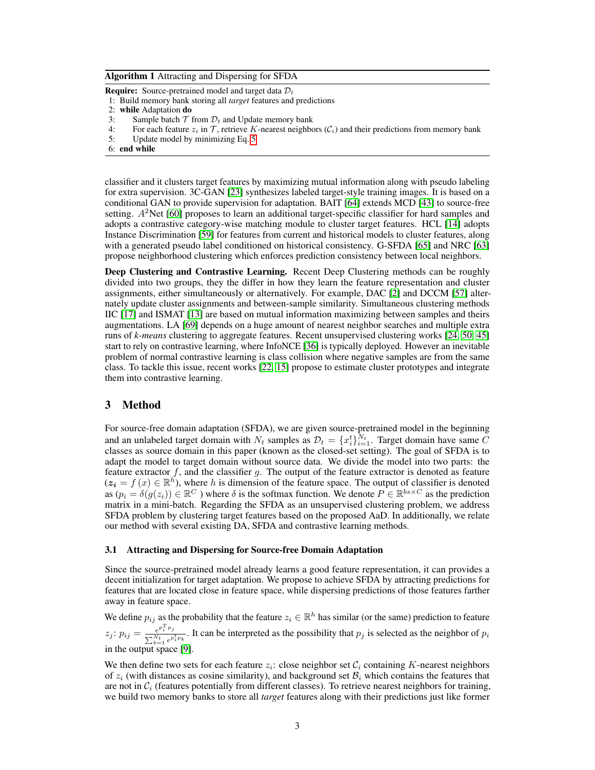**Algorithm 1** Attracting and Dispersing for SFDA

**Require:** Source-pretrained model and target data $\mathcal{D}_t$

1: Build memory bank storing all *target* features and predictions
2: **while** Adaptation **do**
3: &nbsp;&nbsp;&nbsp;&nbsp;Sample batch $\mathcal{T}$ from $\mathcal{D}_t$ and Update memory bank
4: &nbsp;&nbsp;&nbsp;&nbsp;For each feature $z_i$ in $\mathcal{T}$, retrieve $K$-nearest neighbors ($\mathcal{C}_i$) and their predictions from memory bank
5: &nbsp;&nbsp;&nbsp;&nbsp;Update model by minimizing Eq. 5
6: **end while**

classifier and it clusters target features by maximizing mutual information along with pseudo labeling for extra supervision. 3C-GAN [23] synthesizes labeled target-style training images. It is based on a conditional GAN to provide supervision for adaptation. BAIT [64] extends MCD [43] to source-free setting. $A^2$Net [60] proposes to learn an additional target-specific classifier for hard samples and adopts a contrastive category-wise matching module to cluster target features. HCL [14] adopts Instance Discrimination [59] for features from current and historical models to cluster features, along with a generated pseudo label conditioned on historical consistency. G-SFDA [65] and NRC [63] propose neighborhood clustering which enforces prediction consistency between local neighbors.

**Deep Clustering and Contrastive Learning.** Recent Deep Clustering methods can be roughly divided into two groups, they the differ in how they learn the feature representation and cluster assignments, either simultaneously or alternatively. For example, DAC [2] and DCCM [57] alternately update cluster assignments and between-sample similarity. Simultaneous clustering methods IIC [17] and ISMAT [13] are based on mutual information maximizing between samples and theirs augmentations. LA [69] depends on a huge amount of nearest neighbor searches and multiple extra runs of *k-means* clustering to aggregate features. Recent unsupervised clustering works [24, 50, 45] start to rely on contrastive learning, where InfoNCE [36] is typically deployed. However an inevitable problem of normal contrastive learning is class collision where negative samples are from the same class. To tackle this issue, recent works [22, 15] propose to estimate cluster prototypes and integrate them into contrastive learning.

# 3 Method

For source-free domain adaptation (SFDA), we are given source-pretrained model in the beginning and an unlabeled target domain with $N_t$ samples as $\mathcal{D}_t = \{x_i^t\}_{i=1}^{N_t}$. Target domain have same $C$ classes as source domain in this paper (known as the closed-set setting). The goal of SFDA is to adapt the model to target domain without source data. We divide the model into two parts: the feature extractor $f$, and the classifier $g$. The output of the feature extractor is denoted as feature ($\boldsymbol{z_i} = f(x) \in \mathbb{R}^h$), where $h$ is dimension of the feature space. The output of classifier is denoted as ($p_i = \delta(g(z_i)) \in \mathbb{R}^C$ ) where $\delta$ is the softmax function. We denote $P \in \mathbb{R}^{bs \times C}$ as the prediction matrix in a mini-batch. Regarding the SFDA as an unsupervised clustering problem, we address SFDA problem by clustering target features based on the proposed AaD. In additionally, we relate our method with several existing DA, SFDA and contrastive learning methods.

## 3.1 Attracting and Dispersing for Source-free Domain Adaptation

Since the source-pretrained model already learns a good feature representation, it can provides a decent initialization for target adaptation. We propose to achieve SFDA by attracting predictions for features that are located close in feature space, while dispersing predictions of those features farther away in feature space.

We define $p_{ij}$ as the probability that the feature $z_i \in \mathbb{R}^h$ has similar (or the same) prediction to feature $z_j$: $p_{ij} = \frac{e^{p_i^T p_j}}{\sum_{k=1}^{N_t} e^{p_i^T p_k}}$. It can be interpreted as the possibility that $p_j$ is selected as the neighbor of $p_i$ in the output space [9].

We then define two sets for each feature $z_i$: close neighbor set $\mathcal{C}_i$ containing $K$-nearest neighbors of $z_i$ (with distances as cosine similarity), and background set $\mathcal{B}_i$ which contains the features that are not in $\mathcal{C}_i$ (features potentially from different classes). To retrieve nearest neighbors for training, we build two memory banks to store all *target* features along with their predictions just like former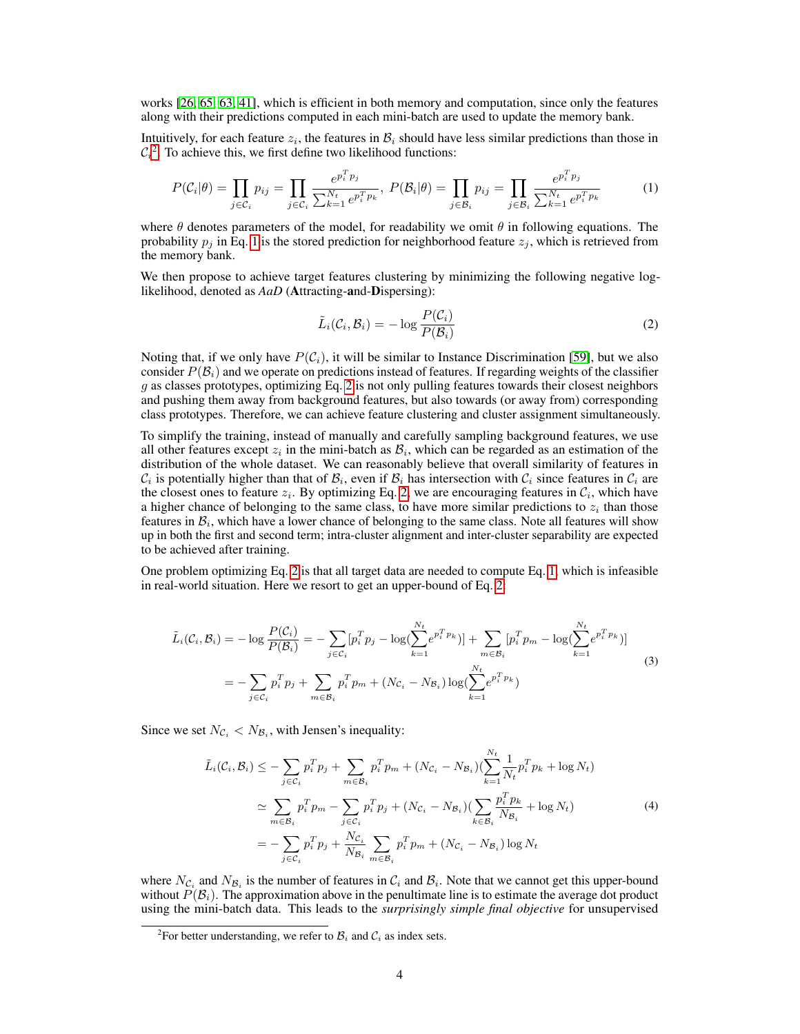works [26, 65, 63, 41], which is efficient in both memory and computation, since only the features along with their predictions computed in each mini-batch are used to update the memory bank.

Intuitively, for each feature $z_i$, the features in $\mathcal{B}_i$ should have less similar predictions than those in $\mathcal{C}_i$[2]. To achieve this, we first define two likelihood functions:

$$P(\mathcal{C}_i|\theta) = \prod_{j \in \mathcal{C}_i} p_{ij} = \prod_{j \in \mathcal{C}_i} \frac{e^{p_i^T p_j}}{\sum_{k=1}^{N_t} e^{p_i^T p_k}}, \; P(\mathcal{B}_i|\theta) = \prod_{j \in \mathcal{B}_i} p_{ij} = \prod_{j \in \mathcal{B}_i} \frac{e^{p_i^T p_j}}{\sum_{k=1}^{N_t} e^{p_i^T p_k}} \tag{1}$$

where $\theta$ denotes parameters of the model, for readability we omit $\theta$ in following equations. The probability $p_j$ in Eq. 1 is the stored prediction for neighborhood feature $z_j$, which is retrieved from the memory bank.

We then propose to achieve target features clustering by minimizing the following negative log-likelihood, denoted as *AaD* (**A**ttracting-**a**nd-**D**ispersing):

$$\tilde{L}_i(\mathcal{C}_i, \mathcal{B}_i) = -\log \frac{P(\mathcal{C}_i)}{P(\mathcal{B}_i)} \tag{2}$$

Noting that, if we only have $P(\mathcal{C}_i)$, it will be similar to Instance Discrimination [59], but we also consider $P(\mathcal{B}_i)$ and we operate on predictions instead of features. If regarding weights of the classifier $g$ as classes prototypes, optimizing Eq. 2 is not only pulling features towards their closest neighbors and pushing them away from background features, but also towards (or away from) corresponding class prototypes. Therefore, we can achieve feature clustering and cluster assignment simultaneously.

To simplify the training, instead of manually and carefully sampling background features, we use all other features except $z_i$ in the mini-batch as $\mathcal{B}_i$, which can be regarded as an estimation of the distribution of the whole dataset. We can reasonably believe that overall similarity of features in $\mathcal{C}_i$ is potentially higher than that of $\mathcal{B}_i$, even if $\mathcal{B}_i$ has intersection with $\mathcal{C}_i$ since features in $\mathcal{C}_i$ are the closest ones to feature $z_i$. By optimizing Eq. 2, we are encouraging features in $\mathcal{C}_i$, which have a higher chance of belonging to the same class, to have more similar predictions to $z_i$ than those features in $\mathcal{B}_i$, which have a lower chance of belonging to the same class. Note all features will show up in both the first and second term; intra-cluster alignment and inter-cluster separability are expected to be achieved after training.

One problem optimizing Eq. 2 is that all target data are needed to compute Eq. 1, which is infeasible in real-world situation. Here we resort to get an upper-bound of Eq. 2:

$$\begin{aligned}
\tilde{L}_i(\mathcal{C}_i, \mathcal{B}_i) = -\log \frac{P(\mathcal{C}_i)}{P(\mathcal{B}_i)} &= -\sum_{j \in \mathcal{C}_i} [p_i^T p_j - \log(\sum_{k=1}^{N_t} e^{p_i^T p_k})] + \sum_{m \in \mathcal{B}_i} [p_i^T p_m - \log(\sum_{k=1}^{N_t} e^{p_i^T p_k})] \\
&= -\sum_{j \in \mathcal{C}_i} p_i^T p_j + \sum_{m \in \mathcal{B}_i} p_i^T p_m + (N_{\mathcal{C}_i} - N_{\mathcal{B}_i}) \log(\sum_{k=1}^{N_t} e^{p_i^T p_k})
\end{aligned} \tag{3}$$

Since we set $N_{\mathcal{C}_i} < N_{\mathcal{B}_i}$, with Jensen's inequality:

$$\begin{aligned}
\tilde{L}_i(\mathcal{C}_i, \mathcal{B}_i) &\leq -\sum_{j \in \mathcal{C}_i} p_i^T p_j + \sum_{m \in \mathcal{B}_i} p_i^T p_m + (N_{\mathcal{C}_i} - N_{\mathcal{B}_i})(\sum_{k=1}^{N_t} \frac{1}{N_t} p_i^T p_k + \log N_t) \\
&\simeq \sum_{m \in \mathcal{B}_i} p_i^T p_m - \sum_{j \in \mathcal{C}_i} p_i^T p_j + (N_{\mathcal{C}_i} - N_{\mathcal{B}_i})(\sum_{k \in \mathcal{B}_i} \frac{p_i^T p_k}{N_{\mathcal{B}_i}} + \log N_t) \\
&= -\sum_{j \in \mathcal{C}_i} p_i^T p_j + \frac{N_{\mathcal{C}_i}}{N_{\mathcal{B}_i}} \sum_{m \in \mathcal{B}_i} p_i^T p_m + (N_{\mathcal{C}_i} - N_{\mathcal{B}_i}) \log N_t
\end{aligned} \tag{4}$$

where $N_{\mathcal{C}_i}$ and $N_{\mathcal{B}_i}$ is the number of features in $\mathcal{C}_i$ and $\mathcal{B}_i$. Note that we cannot get this upper-bound without $P(\mathcal{B}_i)$. The approximation above in the penultimate line is to estimate the average dot product using the mini-batch data. This leads to the *surprisingly simple final objective* for unsupervised

[2] For better understanding, we refer to $\mathcal{B}_i$ and $\mathcal{C}_i$ as index sets.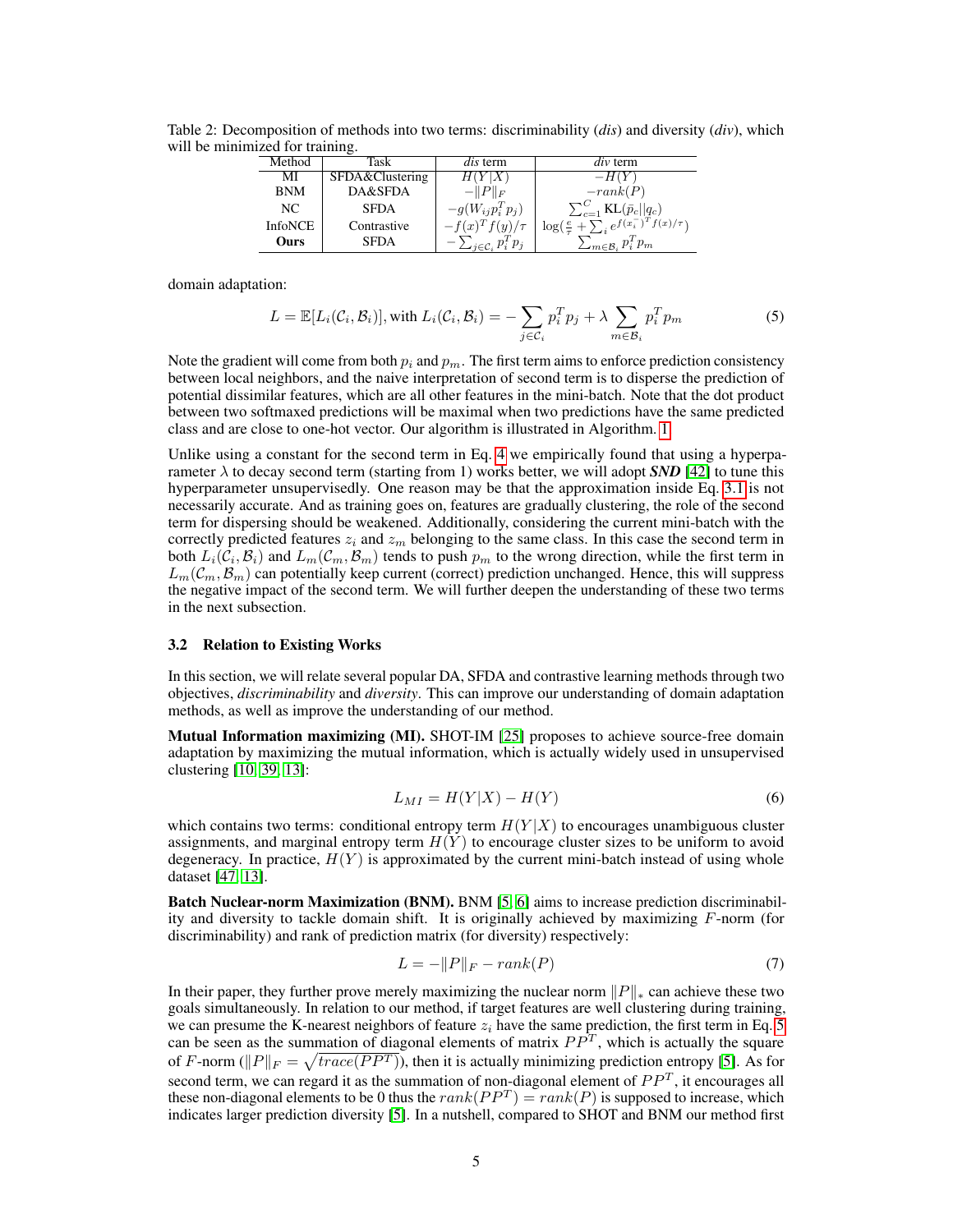Table 2: Decomposition of methods into two terms: discriminability (*dis*) and diversity (*div*), which will be minimized for training.

| Method | Task | *dis* term | *div* term |
|---|---|---|---|
| MI | SFDA&Clustering | $H(Y\|X)$ | $-H(Y)$ |
| BNM | DA&SFDA | $-\|P\|_F$ | $-rank(P)$ |
| NC | SFDA | $-g(W_{ij}p_i^T p_j)$ | $\sum_{c=1}^{C} \text{KL}(\bar{p}_c\|\|q_c)$ |
| InfoNCE | Contrastive | $-f(x)^T f(y)/\tau$ | $\log(\frac{e}{\tau} + \sum_i e^{f(x_i^-)^T f(x)/\tau})$ |
| **Ours** | SFDA | $-\sum_{j\in\mathcal{C}_i} p_i^T p_j$ | $\sum_{m\in\mathcal{B}_i} p_i^T p_m$ |

domain adaptation:

$$L = \mathbb{E}[L_i(\mathcal{C}_i, \mathcal{B}_i)], \text{with } L_i(\mathcal{C}_i, \mathcal{B}_i) = -\sum_{j\in\mathcal{C}_i} p_i^T p_j + \lambda \sum_{m\in\mathcal{B}_i} p_i^T p_m \tag{5}$$

Note the gradient will come from both $p_i$ and $p_m$. The first term aims to enforce prediction consistency between local neighbors, and the naive interpretation of second term is to disperse the prediction of potential dissimilar features, which are all other features in the mini-batch. Note that the dot product between two softmaxed predictions will be maximal when two predictions have the same predicted class and are close to one-hot vector. Our algorithm is illustrated in Algorithm. 1.

Unlike using a constant for the second term in Eq. 4 we empirically found that using a hyperparameter $\lambda$ to decay second term (starting from 1) works better, we will adopt ***SND*** [42] to tune this hyperparameter unsupervisedly. One reason may be that the approximation inside Eq. 3.1 is not necessarily accurate. And as training goes on, features are gradually clustering, the role of the second term for dispersing should be weakened. Additionally, considering the current mini-batch with the correctly predicted features $z_i$ and $z_m$ belonging to the same class. In this case the second term in both $L_i(\mathcal{C}_i, \mathcal{B}_i)$ and $L_m(\mathcal{C}_m, \mathcal{B}_m)$ tends to push $p_m$ to the wrong direction, while the first term in $L_m(\mathcal{C}_m, \mathcal{B}_m)$ can potentially keep current (correct) prediction unchanged. Hence, this will suppress the negative impact of the second term. We will further deepen the understanding of these two terms in the next subsection.

### 3.2 Relation to Existing Works

In this section, we will relate several popular DA, SFDA and contrastive learning methods through two objectives, *discriminability* and *diversity*. This can improve our understanding of domain adaptation methods, as well as improve the understanding of our method.

**Mutual Information maximizing (MI).** SHOT-IM [25] proposes to achieve source-free domain adaptation by maximizing the mutual information, which is actually widely used in unsupervised clustering [10, 39, 13]:

$$L_{MI} = H(Y|X) - H(Y) \tag{6}$$

which contains two terms: conditional entropy term $H(Y|X)$ to encourages unambiguous cluster assignments, and marginal entropy term $H(Y)$ to encourage cluster sizes to be uniform to avoid degeneracy. In practice, $H(Y)$ is approximated by the current mini-batch instead of using whole dataset [47, 13].

**Batch Nuclear-norm Maximization (BNM).** BNM [5, 6] aims to increase prediction discriminability and diversity to tackle domain shift. It is originally achieved by maximizing $F$-norm (for discriminability) and rank of prediction matrix (for diversity) respectively:

$$L = -\|P\|_F - rank(P) \tag{7}$$

In their paper, they further prove merely maximizing the nuclear norm $\|P\|_*$ can achieve these two goals simultaneously. In relation to our method, if target features are well clustering during training, we can presume the K-nearest neighbors of feature $z_i$ have the same prediction, the first term in Eq. 5 can be seen as the summation of diagonal elements of matrix $PP^T$, which is actually the square of $F$-norm ($\|P\|_F = \sqrt{trace(PP^T)}$), then it is actually minimizing prediction entropy [5]. As for second term, we can regard it as the summation of non-diagonal element of $PP^T$, it encourages all these non-diagonal elements to be 0 thus the $rank(PP^T) = rank(P)$ is supposed to increase, which indicates larger prediction diversity [5]. In a nutshell, compared to SHOT and BNM our method first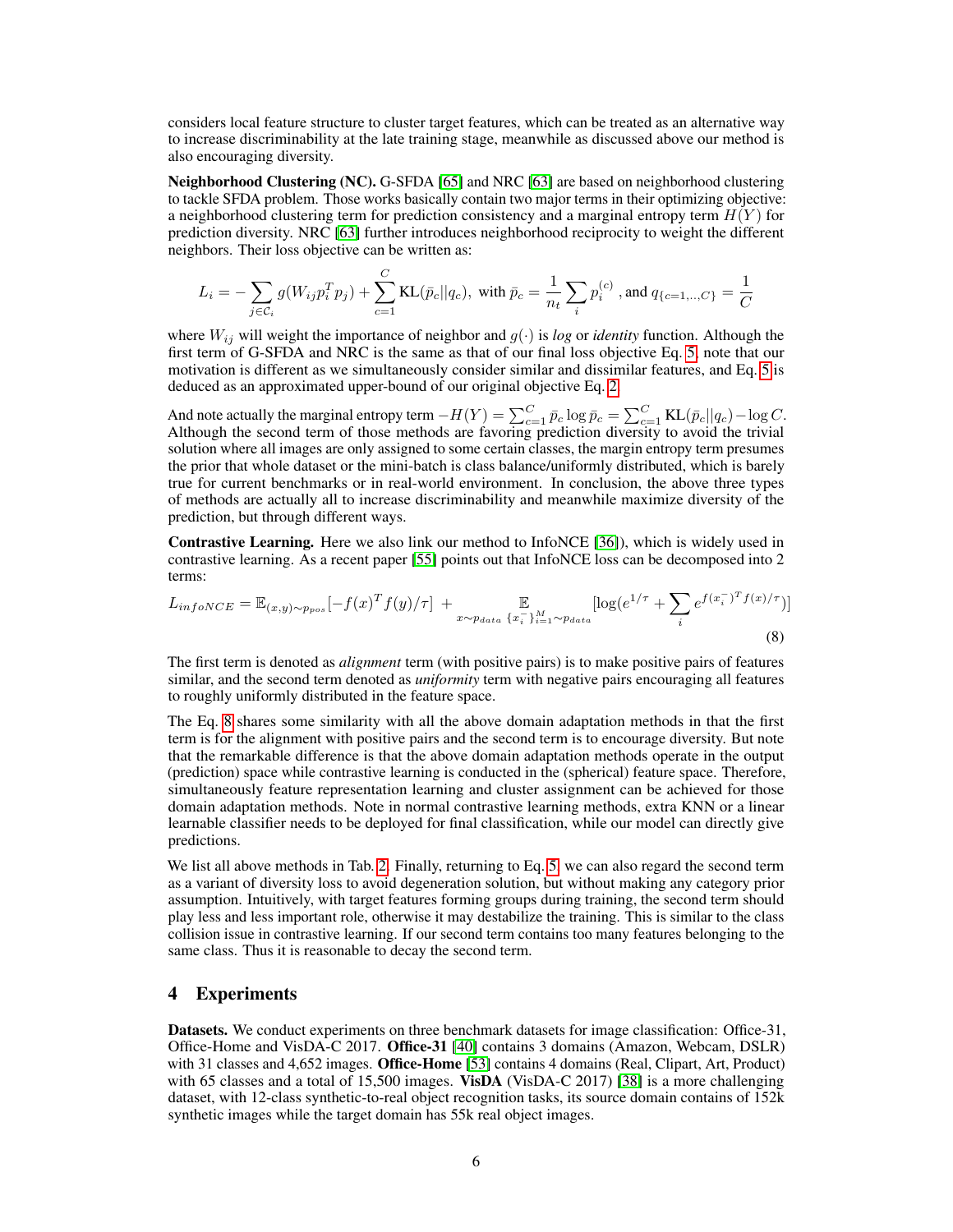considers local feature structure to cluster target features, which can be treated as an alternative way to increase discriminability at the late training stage, meanwhile as discussed above our method is also encouraging diversity.

**Neighborhood Clustering (NC).** G-SFDA [65] and NRC [63] are based on neighborhood clustering to tackle SFDA problem. Those works basically contain two major terms in their optimizing objective: a neighborhood clustering term for prediction consistency and a marginal entropy term $H(Y)$ for prediction diversity. NRC [63] further introduces neighborhood reciprocity to weight the different neighbors. Their loss objective can be written as:

$$L_i = -\sum_{j \in \mathcal{C}_i} g(W_{ij} p_i^T p_j) + \sum_{c=1}^{C} \mathrm{KL}(\bar{p}_c || q_c), \text{ with } \bar{p}_c = \frac{1}{n_t} \sum_i p_i^{(c)} \text{, and } q_{\{c=1,..,C\}} = \frac{1}{C}$$

where $W_{ij}$ will weight the importance of neighbor and $g(\cdot)$ is *log* or *identity* function. Although the first term of G-SFDA and NRC is the same as that of our final loss objective Eq. 5, note that our motivation is different as we simultaneously consider similar and dissimilar features, and Eq. 5 is deduced as an approximated upper-bound of our original objective Eq. 2.

And note actually the marginal entropy term $-H(Y) = \sum_{c=1}^{C} \bar{p}_c \log \bar{p}_c = \sum_{c=1}^{C} \mathrm{KL}(\bar{p}_c || q_c) - \log C$. Although the second term of those methods are favoring prediction diversity to avoid the trivial solution where all images are only assigned to some certain classes, the margin entropy term presumes the prior that whole dataset or the mini-batch is class balance/uniformly distributed, which is barely true for current benchmarks or in real-world environment. In conclusion, the above three types of methods are actually all to increase discriminability and meanwhile maximize diversity of the prediction, but through different ways.

**Contrastive Learning.** Here we also link our method to InfoNCE [36]), which is widely used in contrastive learning. As a recent paper [55] points out that InfoNCE loss can be decomposed into 2 terms:

$$L_{infoNCE} = \mathbb{E}_{(x,y)\sim p_{pos}}[-f(x)^T f(y)/\tau] + \mathop{\mathbb{E}}_{\substack{x \sim p_{data} \\ \{x_i^-\}_{i=1}^M \sim p_{data}}} [\log(e^{1/\tau} + \sum_i e^{f(x_i^-)^T f(x)/\tau})] \tag{8}$$

The first term is denoted as *alignment* term (with positive pairs) is to make positive pairs of features similar, and the second term denoted as *uniformity* term with negative pairs encouraging all features to roughly uniformly distributed in the feature space.

The Eq. 8 shares some similarity with all the above domain adaptation methods in that the first term is for the alignment with positive pairs and the second term is to encourage diversity. But note that the remarkable difference is that the above domain adaptation methods operate in the output (prediction) space while contrastive learning is conducted in the (spherical) feature space. Therefore, simultaneously feature representation learning and cluster assignment can be achieved for those domain adaptation methods. Note in normal contrastive learning methods, extra KNN or a linear learnable classifier needs to be deployed for final classification, while our model can directly give predictions.

We list all above methods in Tab. 2. Finally, returning to Eq. 5, we can also regard the second term as a variant of diversity loss to avoid degeneration solution, but without making any category prior assumption. Intuitively, with target features forming groups during training, the second term should play less and less important role, otherwise it may destabilize the training. This is similar to the class collision issue in contrastive learning. If our second term contains too many features belonging to the same class. Thus it is reasonable to decay the second term.

## 4 Experiments

**Datasets.** We conduct experiments on three benchmark datasets for image classification: Office-31, Office-Home and VisDA-C 2017. **Office-31** [40] contains 3 domains (Amazon, Webcam, DSLR) with 31 classes and 4,652 images. **Office-Home** [53] contains 4 domains (Real, Clipart, Art, Product) with 65 classes and a total of 15,500 images. **VisDA** (VisDA-C 2017) [38] is a more challenging dataset, with 12-class synthetic-to-real object recognition tasks, its source domain contains of 152k synthetic images while the target domain has 55k real object images.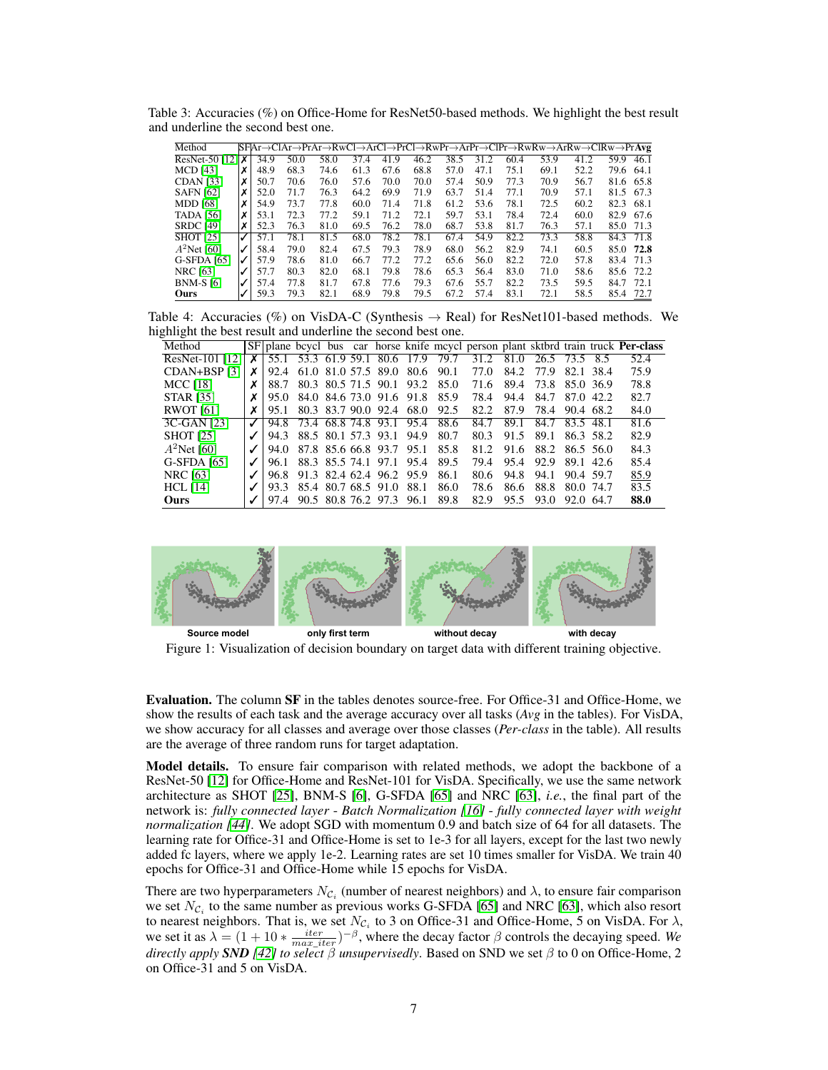Table 3: Accuracies (%) on Office-Home for ResNet50-based methods. We highlight the best result and underline the second best one.

| Method | SF | Ar→Cl | Ar→Pr | Ar→Rw | Cl→Ar | Cl→Pr | Cl→Rw | Pr→Ar | Pr→Cl | Pr→Rw | Rw→Ar | Rw→Cl | Rw→Pr | **Avg** |
|---|---|---|---|---|---|---|---|---|---|---|---|---|---|---|
| ResNet-50 [12] | ✗ | 34.9 | 50.0 | 58.0 | 37.4 | 41.9 | 46.2 | 38.5 | 31.2 | 60.4 | 53.9 | 41.2 | 59.9 | 46.1 |
| MCD [43] | ✗ | 48.9 | 68.3 | 74.6 | 61.3 | 67.6 | 68.8 | 57.0 | 47.1 | 75.1 | 69.1 | 52.2 | 79.6 | 64.1 |
| CDAN [33] | ✗ | 50.7 | 70.6 | 76.0 | 57.6 | 70.0 | 70.0 | 57.4 | 50.9 | 77.3 | 70.9 | 56.7 | 81.6 | 65.8 |
| SAFN [62] | ✗ | 52.0 | 71.7 | 76.3 | 64.2 | 69.9 | 71.9 | 63.7 | 51.4 | 77.1 | 70.9 | 57.1 | 81.5 | 67.3 |
| MDD [68] | ✗ | 54.9 | 73.7 | 77.8 | 60.0 | 71.4 | 71.8 | 61.2 | 53.6 | 78.1 | 72.5 | 60.2 | 82.3 | 68.1 |
| TADA [56] | ✗ | 53.1 | 72.3 | 77.2 | 59.1 | 71.2 | 72.1 | 59.7 | 53.1 | 78.4 | 72.4 | 60.0 | 82.9 | 67.6 |
| SRDC [49] | ✗ | 52.3 | 76.3 | 81.0 | 69.5 | 76.2 | 78.0 | 68.7 | 53.8 | 81.7 | 76.3 | 57.1 | 85.0 | 71.3 |
| SHOT [25] | ✓ | 57.1 | 78.1 | 81.5 | 68.0 | 78.2 | 78.1 | 67.4 | 54.9 | 82.2 | 73.3 | 58.8 | 84.3 | 71.8 |
| $A^2$Net [60] | ✓ | 58.4 | 79.0 | 82.4 | 67.5 | 79.3 | 78.9 | 68.0 | 56.2 | 82.9 | 74.1 | 60.5 | 85.0 | **72.8** |
| G-SFDA [65] | ✓ | 57.9 | 78.6 | 81.0 | 66.7 | 77.2 | 77.2 | 65.6 | 56.0 | 82.2 | 72.0 | 57.8 | 83.4 | 71.3 |
| NRC [63] | ✓ | 57.7 | 80.3 | 82.0 | 68.1 | 79.8 | 78.6 | 65.3 | 56.4 | 83.0 | 71.0 | 58.6 | 85.6 | 72.2 |
| BNM-S [6] | ✓ | 57.4 | 77.8 | 81.7 | 67.8 | 77.6 | 79.3 | 67.6 | 55.7 | 82.2 | 73.5 | 59.5 | 84.7 | 72.1 |
| **Ours** | ✓ | 59.3 | 79.3 | 82.1 | 68.9 | 79.8 | 79.5 | 67.2 | 57.4 | 83.1 | 72.1 | 58.5 | 85.4 | <u>72.7</u> |

Table 4: Accuracies (%) on VisDA-C (Synthesis → Real) for ResNet101-based methods. We highlight the best result and underline the second best one.

| Method | SF | plane | bcycl | bus | car | horse | knife | mcycl | person | plant | sktbrd | train | truck | **Per-class** |
|---|---|---|---|---|---|---|---|---|---|---|---|---|---|---|
| ResNet-101 [12] | ✗ | 55.1 | 53.3 | 61.9 | 59.1 | 80.6 | 17.9 | 79.7 | 31.2 | 81.0 | 26.5 | 73.5 | 8.5 | 52.4 |
| CDAN+BSP [3] | ✗ | 92.4 | 61.0 | 81.0 | 57.5 | 89.0 | 80.6 | 90.1 | 77.0 | 84.2 | 77.9 | 82.1 | 38.4 | 75.9 |
| MCC [18] | ✗ | 88.7 | 80.3 | 80.5 | 71.5 | 90.1 | 93.2 | 85.0 | 71.6 | 89.4 | 73.8 | 85.0 | 36.9 | 78.8 |
| STAR [35] | ✗ | 95.0 | 84.0 | 84.6 | 73.0 | 91.6 | 91.8 | 85.9 | 78.4 | 94.4 | 84.7 | 87.0 | 42.2 | 82.7 |
| RWOT [61] | ✗ | 95.1 | 80.3 | 83.7 | 90.0 | 92.4 | 68.0 | 92.5 | 82.2 | 87.9 | 78.4 | 90.4 | 68.2 | 84.0 |
| 3C-GAN [23] | ✓ | 94.8 | 73.4 | 68.8 | 74.8 | 93.1 | 95.4 | 88.6 | 84.7 | 89.1 | 84.7 | 83.5 | 48.1 | 81.6 |
| SHOT [25] | ✓ | 94.3 | 88.5 | 80.1 | 57.3 | 93.1 | 94.9 | 80.7 | 80.3 | 91.5 | 89.1 | 86.3 | 58.2 | 82.9 |
| $A^2$Net [60] | ✓ | 94.0 | 87.8 | 85.6 | 66.8 | 93.7 | 95.1 | 85.8 | 81.2 | 91.6 | 88.2 | 86.5 | 56.0 | 84.3 |
| G-SFDA [65] | ✓ | 96.1 | 88.3 | 85.5 | 74.1 | 97.1 | 95.4 | 89.5 | 79.4 | 95.4 | 92.9 | 89.1 | 42.6 | 85.4 |
| NRC [63] | ✓ | 96.8 | 91.3 | 82.4 | 62.4 | 96.2 | 95.9 | 86.1 | 80.6 | 94.8 | 94.1 | 90.4 | 59.7 | <u>85.9</u> |
| HCL [14] | ✓ | 93.3 | 85.4 | 80.7 | 68.5 | 91.0 | 88.1 | 86.0 | 78.6 | 86.6 | 88.8 | 80.0 | 74.7 | 83.5 |
| **Ours** | ✓ | 97.4 | 90.5 | 80.8 | 76.2 | 97.3 | 96.1 | 89.8 | 82.9 | 95.5 | 93.0 | 92.0 | 64.7 | **88.0** |

Source model | only first term | without decay | with decay

Figure 1: Visualization of decision boundary on target data with different training objective.

**Evaluation.** The column **SF** in the tables denotes source-free. For Office-31 and Office-Home, we show the results of each task and the average accuracy over all tasks (*Avg* in the tables). For VisDA, we show accuracy for all classes and average over those classes (*Per-class* in the table). All results are the average of three random runs for target adaptation.

**Model details.** To ensure fair comparison with related methods, we adopt the backbone of a ResNet-50 [12] for Office-Home and ResNet-101 for VisDA. Specifically, we use the same network architecture as SHOT [25], BNM-S [6], G-SFDA [65] and NRC [63], *i.e.*, the final part of the network is: *fully connected layer - Batch Normalization [16] - fully connected layer with weight normalization [44]*. We adopt SGD with momentum 0.9 and batch size of 64 for all datasets. The learning rate for Office-31 and Office-Home is set to 1e-3 for all layers, except for the last two newly added fc layers, where we apply 1e-2. Learning rates are set 10 times smaller for VisDA. We train 40 epochs for Office-31 and Office-Home while 15 epochs for VisDA.

There are two hyperparameters $N_{\mathcal{C}_i}$ (number of nearest neighbors) and $\lambda$, to ensure fair comparison we set $N_{\mathcal{C}_i}$ to the same number as previous works G-SFDA [65] and NRC [63], which also resort to nearest neighbors. That is, we set $N_{\mathcal{C}_i}$ to 3 on Office-31 and Office-Home, 5 on VisDA. For $\lambda$, we set it as $\lambda = (1 + 10 * \frac{iter}{max\_iter})^{-\beta}$, where the decay factor $\beta$ controls the decaying speed. *We directly apply **SND** [42] to select $\beta$ unsupervisedly*. Based on SND we set $\beta$ to 0 on Office-Home, 2 on Office-31 and 5 on VisDA.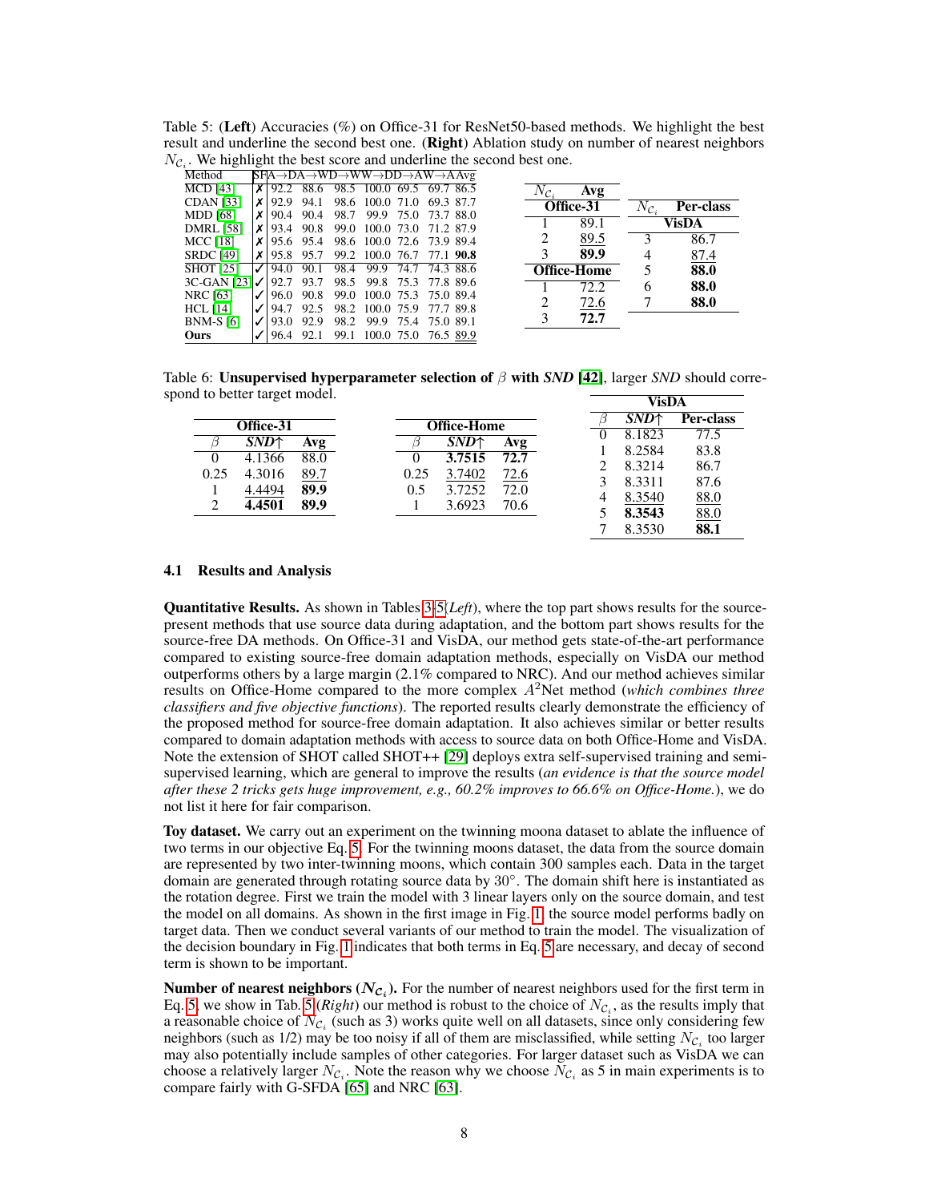Table 5: (**Left**) Accuracies (%) on Office-31 for ResNet50-based methods. We highlight the best result and underline the second best one. (**Right**) Ablation study on number of nearest neighbors $N_{\mathcal{C}_i}$. We highlight the best score and underline the second best one.

| Method | SF | A→D | A→W | D→W | W→D | D→A | W→A | Avg |
|---|---|---|---|---|---|---|---|---|
| MCD [43] | ✗ | 92.2 | 88.6 | 98.5 | 100.0 | 69.5 | 69.7 | 86.5 |
| CDAN [33] | ✗ | 92.9 | 94.1 | 98.6 | 100.0 | 71.0 | 69.3 | 87.7 |
| MDD [68] | ✗ | 90.4 | 90.4 | 98.7 | 99.9 | 75.0 | 73.7 | 88.0 |
| DMRL [58] | ✗ | 93.4 | 90.8 | 99.0 | 100.0 | 73.0 | 71.2 | 87.9 |
| MCC [18] | ✗ | 95.6 | 95.4 | 98.6 | 100.0 | 72.6 | 73.9 | 89.4 |
| SRDC [49] | ✗ | 95.8 | 95.7 | 99.2 | 100.0 | 76.7 | 77.1 | **90.8** |
| SHOT [25] | ✓ | 94.0 | 90.1 | 98.4 | 99.9 | 74.7 | 74.3 | 88.6 |
| 3C-GAN [23] | ✓ | 92.7 | 93.7 | 98.5 | 99.8 | 75.3 | 77.8 | 89.6 |
| NRC [63] | ✓ | 96.0 | 90.8 | 99.0 | 100.0 | 75.3 | 75.0 | 89.4 |
| HCL [14] | ✓ | 94.7 | 92.5 | 98.2 | 100.0 | 75.9 | 77.7 | 89.8 |
| BNM-S [6] | ✓ | 93.0 | 92.9 | 98.2 | 99.9 | 75.4 | 75.0 | 89.1 |
| **Ours** | ✓ | 96.4 | 92.1 | 99.1 | 100.0 | 75.0 | 76.5 | <u>89.9</u> |

| $N_{\mathcal{C}_i}$ | Avg |
|---|---|
| **Office-31** | |
| 1 | 89.1 |
| 2 | <u>89.5</u> |
| 3 | **89.9** |
| **Office-Home** | |
| 1 | 72.2 |
| 2 | <u>72.6</u> |
| 3 | **72.7** |

| $N_{\mathcal{C}_i}$ | Per-class |
|---|---|
| **VisDA** | |
| 3 | 86.7 |
| 4 | <u>87.4</u> |
| 5 | **88.0** |
| 6 | **88.0** |
| 7 | **88.0** |

Table 6: **Unsupervised hyperparameter selection of $\beta$ with *SND* [42]**, larger *SND* should correspond to better target model.

| $\beta$ | *SND*↑ | Avg |
|---|---|---|
| **Office-31** | | |
| 0 | 4.1366 | 88.0 |
| 0.25 | 4.3016 | <u>89.7</u> |
| 1 | <u>4.4494</u> | **89.9** |
| 2 | **4.4501** | **89.9** |

| $\beta$ | *SND*↑ | Avg |
|---|---|---|
| **Office-Home** | | |
| 0 | **3.7515** | **72.7** |
| 0.25 | <u>3.7402</u> | <u>72.6</u> |
| 0.5 | 3.7252 | 72.0 |
| 1 | 3.6923 | 70.6 |

| $\beta$ | *SND*↑ | Per-class |
|---|---|---|
| **VisDA** | | |
| 0 | 8.1823 | 77.5 |
| 1 | 8.2584 | 83.8 |
| 2 | 8.3214 | 86.7 |
| 3 | 8.3311 | 87.6 |
| 4 | <u>8.3540</u> | <u>88.0</u> |
| 5 | **8.3543** | <u>88.0</u> |
| 7 | 8.3530 | **88.1** |

### 4.1 Results and Analysis

**Quantitative Results.** As shown in Tables 3-5(*Left*), where the top part shows results for the source-present methods that use source data during adaptation, and the bottom part shows results for the source-free DA methods. On Office-31 and VisDA, our method gets state-of-the-art performance compared to existing source-free domain adaptation methods, especially on VisDA our method outperforms others by a large margin (2.1% compared to NRC). And our method achieves similar results on Office-Home compared to the more complex $A^2$Net method (*which combines three classifiers and five objective functions*). The reported results clearly demonstrate the efficiency of the proposed method for source-free domain adaptation. It also achieves similar or better results compared to domain adaptation methods with access to source data on both Office-Home and VisDA. Note the extension of SHOT called SHOT++ [29] deploys extra self-supervised training and semi-supervised learning, which are general to improve the results (*an evidence is that the source model after these 2 tricks gets huge improvement, e.g., 60.2% improves to 66.6% on Office-Home.*), we do not list it here for fair comparison.

**Toy dataset.** We carry out an experiment on the twinning moona dataset to ablate the influence of two terms in our objective Eq. 5. For the twinning moons dataset, the data from the source domain are represented by two inter-twinning moons, which contain 300 samples each. Data in the target domain are generated through rotating source data by 30°. The domain shift here is instantiated as the rotation degree. First we train the model with 3 linear layers only on the source domain, and test the model on all domains. As shown in the first image in Fig. 1, the source model performs badly on target data. Then we conduct several variants of our method to train the model. The visualization of the decision boundary in Fig. 1 indicates that both terms in Eq. 5 are necessary, and decay of second term is shown to be important.

**Number of nearest neighbors ($N_{\mathcal{C}_i}$).** For the number of nearest neighbors used for the first term in Eq. 5, we show in Tab. 5(*Right*) our method is robust to the choice of $N_{\mathcal{C}_i}$, as the results imply that a reasonable choice of $N_{\mathcal{C}_i}$ (such as 3) works quite well on all datasets, since only considering few neighbors (such as 1/2) may be too noisy if all of them are misclassified, while setting $N_{\mathcal{C}_i}$ too larger may also potentially include samples of other categories. For larger dataset such as VisDA we can choose a relatively larger $N_{\mathcal{C}_i}$. Note the reason why we choose $N_{\mathcal{C}_i}$ as 5 in main experiments is to compare fairly with G-SFDA [65] and NRC [63].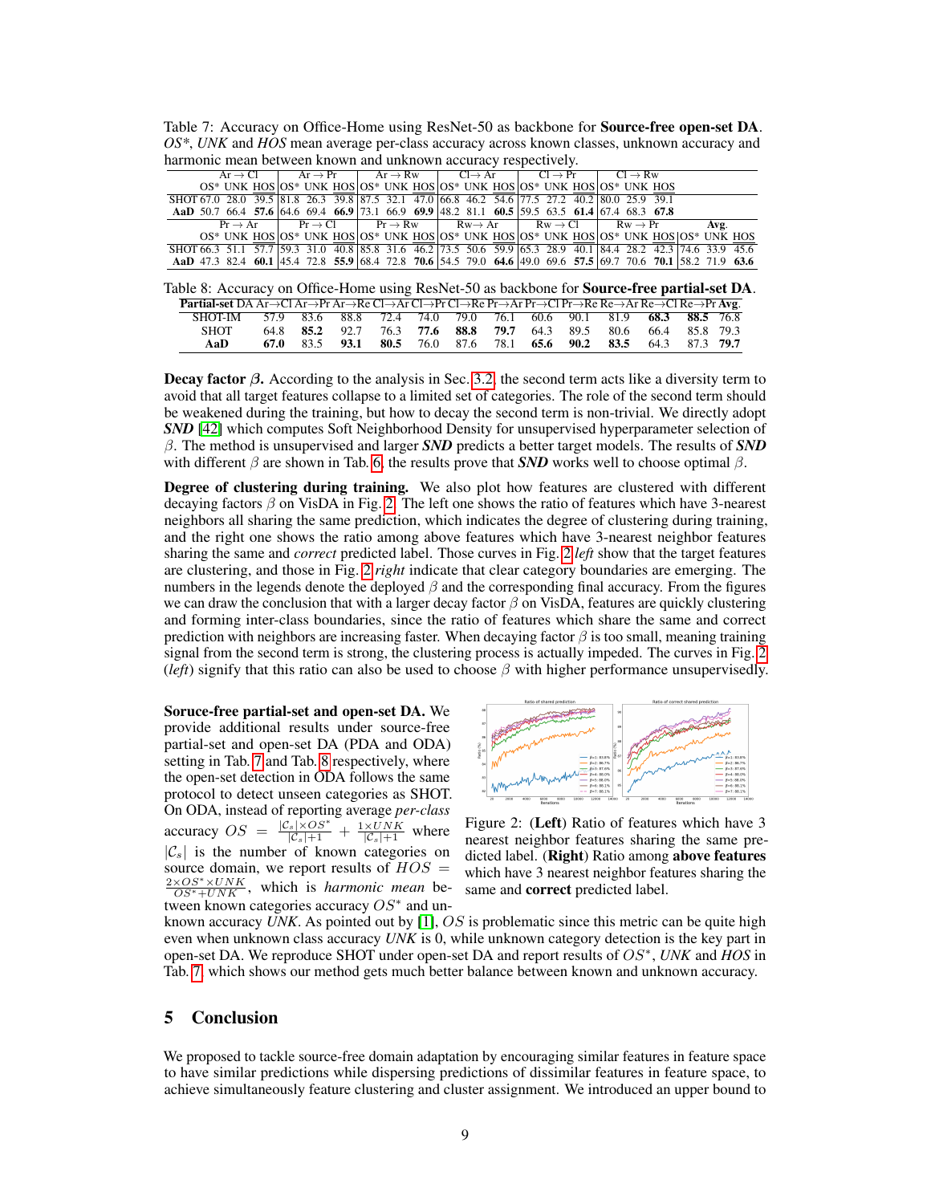Table 7: Accuracy on Office-Home using ResNet-50 as backbone for **Source-free open-set DA**. *OS\**, *UNK* and *HOS* mean average per-class accuracy across known classes, unknown accuracy and harmonic mean between known and unknown accuracy respectively.

| | Ar → Cl | | | Ar → Pr | | | Ar → Rw | | | Cl → Ar | | | Cl → Pr | | | Cl → Rw | | |
|---|---|---|---|---|---|---|---|---|---|---|---|---|---|---|---|---|---|---|
| | OS* | UNK | HOS | OS* | UNK | HOS | OS* | UNK | HOS | OS* | UNK | HOS | OS* | UNK | HOS | OS* | UNK | HOS |
| SHOT | 67.0 | 28.0 | 39.5 | 81.8 | 26.3 | 39.8 | 87.5 | 32.1 | 47.0 | 66.8 | 46.2 | 54.6 | 77.5 | 27.2 | 40.2 | 80.0 | 25.9 | 39.1 |
| **AaD** | 50.7 | 66.4 | **57.6** | 64.6 | 69.4 | **66.9** | 73.1 | 66.9 | **69.9** | 48.2 | 81.1 | **60.5** | 59.5 | 63.5 | **61.4** | 67.4 | 68.3 | **67.8** |

| | Pr → Ar | | | Pr → Cl | | | Pr → Rw | | | Rw → Ar | | | Rw → Cl | | | Rw → Pr | | | Avg. | | |
|---|---|---|---|---|---|---|---|---|---|---|---|---|---|---|---|---|---|---|---|---|---|
| | OS* | UNK | HOS | OS* | UNK | HOS | OS* | UNK | HOS | OS* | UNK | HOS | OS* | UNK | HOS | OS* | UNK | HOS | OS* | UNK | HOS |
| SHOT | 66.3 | 51.1 | 57.7 | 59.3 | 31.0 | 40.8 | 85.8 | 31.6 | 46.2 | 73.5 | 50.6 | 59.9 | 65.3 | 28.9 | 40.1 | 84.4 | 28.2 | 42.3 | 74.6 | 33.9 | 45.6 |
| **AaD** | 47.3 | 82.4 | **60.1** | 45.4 | 72.8 | **55.9** | 68.4 | 72.8 | **70.6** | 54.5 | 79.0 | **64.6** | 49.0 | 69.6 | **57.5** | 69.7 | 70.6 | **70.1** | 58.2 | 71.9 | **63.6** |

Table 8: Accuracy on Office-Home using ResNet-50 as backbone for **Source-free partial-set DA**.

| **Partial-set DA** | Ar→Cl | Ar→Pr | Ar→Re | Cl→Ar | Cl→Pr | Cl→Re | Pr→Ar | Pr→Cl | Pr→Re | Re→Ar | Re→Cl | Re→Pr | **Avg.** |
|---|---|---|---|---|---|---|---|---|---|---|---|---|---|
| SHOT-IM | 57.9 | 83.6 | 88.8 | 72.4 | 74.0 | 79.0 | 76.1 | 60.6 | 90.1 | 81.9 | **68.3** | **88.5** | 76.8 |
| SHOT | 64.8 | **85.2** | 92.7 | 76.3 | **77.6** | **88.8** | **79.7** | 64.3 | 89.5 | 80.6 | 66.4 | 85.8 | 79.3 |
| **AaD** | **67.0** | 83.5 | **93.1** | **80.5** | 76.0 | 87.6 | 78.1 | **65.6** | **90.2** | **83.5** | 64.3 | 87.3 | **79.7** |

**Decay factor $\beta$.** According to the analysis in Sec. 3.2, the second term acts like a diversity term to avoid that all target features collapse to a limited set of categories. The role of the second term should be weakened during the training, but how to decay the second term is non-trivial. We directly adopt ***SND*** [42] which computes Soft Neighborhood Density for unsupervised hyperparameter selection of $\beta$. The method is unsupervised and larger ***SND*** predicts a better target models. The results of ***SND*** with different $\beta$ are shown in Tab. 6, the results prove that ***SND*** works well to choose optimal $\beta$.

**Degree of clustering during training.** We also plot how features are clustered with different decaying factors $\beta$ on VisDA in Fig. 2. The left one shows the ratio of features which have 3-nearest neighbors all sharing the same prediction, which indicates the degree of clustering during training, and the right one shows the ratio among above features which have 3-nearest neighbor features sharing the same and *correct* predicted label. Those curves in Fig. 2 *left* show that the target features are clustering, and those in Fig. 2 *right* indicate that clear category boundaries are emerging. The numbers in the legends denote the deployed $\beta$ and the corresponding final accuracy. From the figures we can draw the conclusion that with a larger decay factor $\beta$ on VisDA, features are quickly clustering and forming inter-class boundaries, since the ratio of features which share the same and correct prediction with neighbors are increasing faster. When decaying factor $\beta$ is too small, meaning training signal from the second term is strong, the clustering process is actually impeded. The curves in Fig. 2 (*left*) signify that this ratio can also be used to choose $\beta$ with higher performance unsupervisedly.

**Soruce-free partial-set and open-set DA.** We provide additional results under source-free partial-set and open-set DA (PDA and ODA) setting in Tab. 7 and Tab. 8 respectively, where the open-set detection in ODA follows the same protocol to detect unseen categories as SHOT. On ODA, instead of reporting average *per-class* accuracy $OS = \frac{|\mathcal{C}_s| \times OS^*}{|\mathcal{C}_s|+1} + \frac{1 \times UNK}{|\mathcal{C}_s|+1}$ where $|\mathcal{C}_s|$ is the number of known categories on source domain, we report results of $HOS = \frac{2 \times OS^* \times UNK}{OS^* + UNK}$, which is *harmonic mean* between known categories accuracy $OS^*$ and unknown accuracy *UNK*. As pointed out by [1], $OS$ is problematic since this metric can be quite high even when unknown class accuracy *UNK* is 0, while unknown category detection is the key part in open-set DA. We reproduce SHOT under open-set DA and report results of $OS^*$, *UNK* and *HOS* in Tab. 7 which shows our method gets much better balance between known and unknown accuracy.

Figure 2: (**Left**) Ratio of features which have 3 nearest neighbor features sharing the same predicted label. (**Right**) Ratio among **above features** which have 3 nearest neighbor features sharing the same and **correct** predicted label.

## 5 Conclusion

We proposed to tackle source-free domain adaptation by encouraging similar features in feature space to have similar predictions while dispersing predictions of dissimilar features in feature space, to achieve simultaneously feature clustering and cluster assignment. We introduced an upper bound to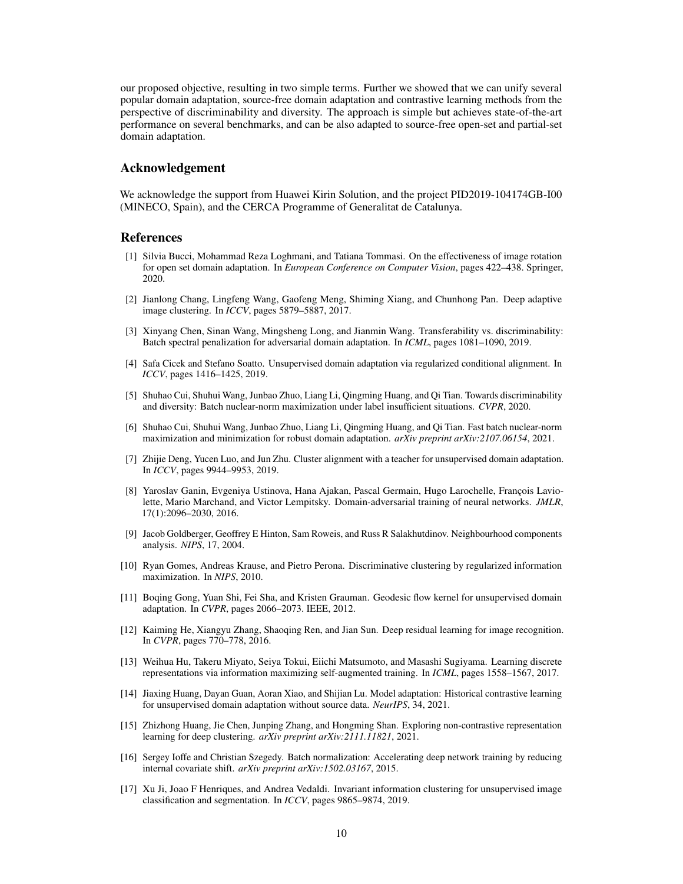our proposed objective, resulting in two simple terms. Further we showed that we can unify several popular domain adaptation, source-free domain adaptation and contrastive learning methods from the perspective of discriminability and diversity. The approach is simple but achieves state-of-the-art performance on several benchmarks, and can be also adapted to source-free open-set and partial-set domain adaptation.

## Acknowledgement

We acknowledge the support from Huawei Kirin Solution, and the project PID2019-104174GB-I00 (MINECO, Spain), and the CERCA Programme of Generalitat de Catalunya.

## References

[1] Silvia Bucci, Mohammad Reza Loghmani, and Tatiana Tommasi. On the effectiveness of image rotation for open set domain adaptation. In *European Conference on Computer Vision*, pages 422–438. Springer, 2020.

[2] Jianlong Chang, Lingfeng Wang, Gaofeng Meng, Shiming Xiang, and Chunhong Pan. Deep adaptive image clustering. In *ICCV*, pages 5879–5887, 2017.

[3] Xinyang Chen, Sinan Wang, Mingsheng Long, and Jianmin Wang. Transferability vs. discriminability: Batch spectral penalization for adversarial domain adaptation. In *ICML*, pages 1081–1090, 2019.

[4] Safa Cicek and Stefano Soatto. Unsupervised domain adaptation via regularized conditional alignment. In *ICCV*, pages 1416–1425, 2019.

[5] Shuhao Cui, Shuhui Wang, Junbao Zhuo, Liang Li, Qingming Huang, and Qi Tian. Towards discriminability and diversity: Batch nuclear-norm maximization under label insufficient situations. *CVPR*, 2020.

[6] Shuhao Cui, Shuhui Wang, Junbao Zhuo, Liang Li, Qingming Huang, and Qi Tian. Fast batch nuclear-norm maximization and minimization for robust domain adaptation. *arXiv preprint arXiv:2107.06154*, 2021.

[7] Zhijie Deng, Yucen Luo, and Jun Zhu. Cluster alignment with a teacher for unsupervised domain adaptation. In *ICCV*, pages 9944–9953, 2019.

[8] Yaroslav Ganin, Evgeniya Ustinova, Hana Ajakan, Pascal Germain, Hugo Larochelle, François Laviolette, Mario Marchand, and Victor Lempitsky. Domain-adversarial training of neural networks. *JMLR*, 17(1):2096–2030, 2016.

[9] Jacob Goldberger, Geoffrey E Hinton, Sam Roweis, and Russ R Salakhutdinov. Neighbourhood components analysis. *NIPS*, 17, 2004.

[10] Ryan Gomes, Andreas Krause, and Pietro Perona. Discriminative clustering by regularized information maximization. In *NIPS*, 2010.

[11] Boqing Gong, Yuan Shi, Fei Sha, and Kristen Grauman. Geodesic flow kernel for unsupervised domain adaptation. In *CVPR*, pages 2066–2073. IEEE, 2012.

[12] Kaiming He, Xiangyu Zhang, Shaoqing Ren, and Jian Sun. Deep residual learning for image recognition. In *CVPR*, pages 770–778, 2016.

[13] Weihua Hu, Takeru Miyato, Seiya Tokui, Eiichi Matsumoto, and Masashi Sugiyama. Learning discrete representations via information maximizing self-augmented training. In *ICML*, pages 1558–1567, 2017.

[14] Jiaxing Huang, Dayan Guan, Aoran Xiao, and Shijian Lu. Model adaptation: Historical contrastive learning for unsupervised domain adaptation without source data. *NeurIPS*, 34, 2021.

[15] Zhizhong Huang, Jie Chen, Junping Zhang, and Hongming Shan. Exploring non-contrastive representation learning for deep clustering. *arXiv preprint arXiv:2111.11821*, 2021.

[16] Sergey Ioffe and Christian Szegedy. Batch normalization: Accelerating deep network training by reducing internal covariate shift. *arXiv preprint arXiv:1502.03167*, 2015.

[17] Xu Ji, Joao F Henriques, and Andrea Vedaldi. Invariant information clustering for unsupervised image classification and segmentation. In *ICCV*, pages 9865–9874, 2019.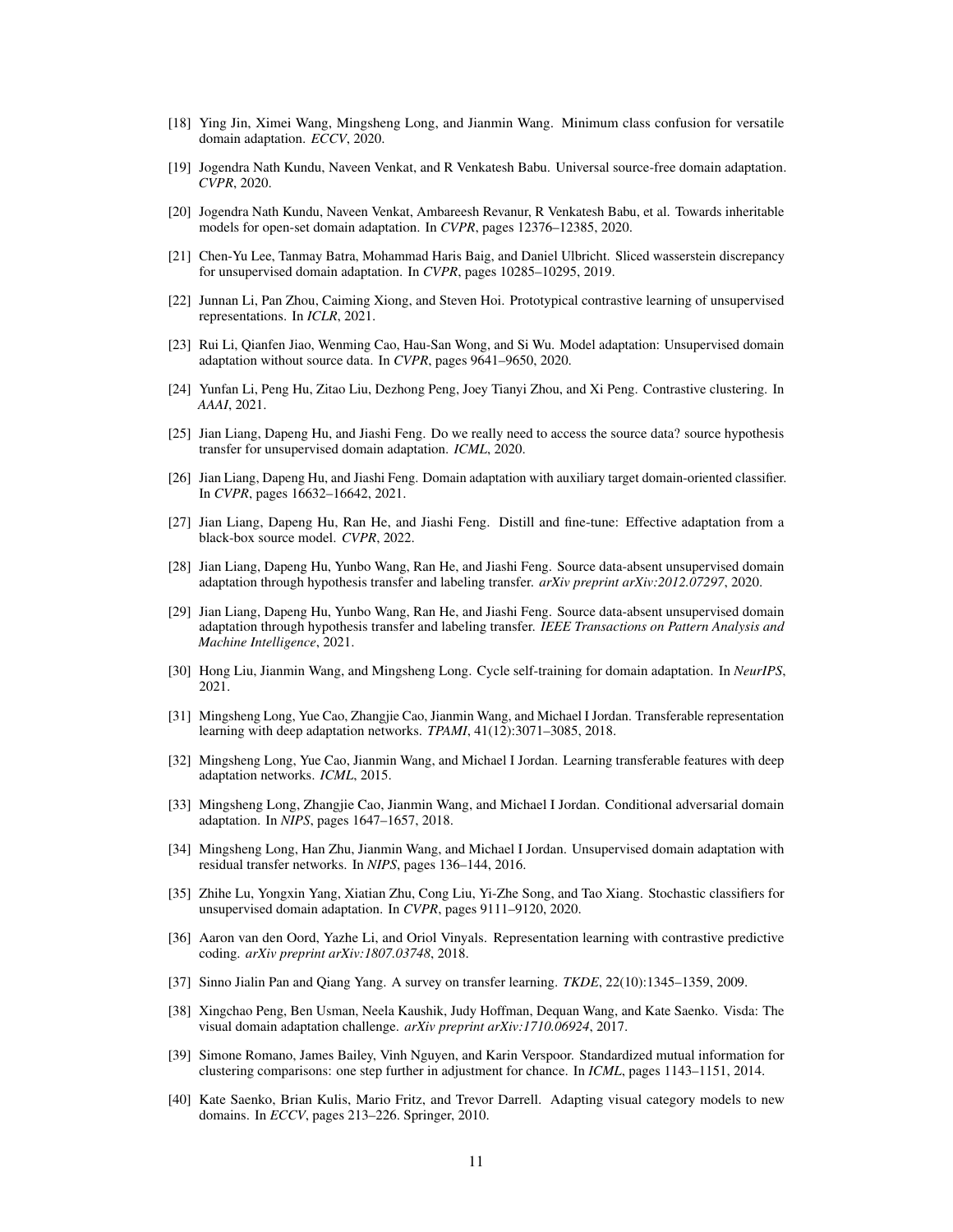[18] Ying Jin, Ximei Wang, Mingsheng Long, and Jianmin Wang. Minimum class confusion for versatile domain adaptation. *ECCV*, 2020.

[19] Jogendra Nath Kundu, Naveen Venkat, and R Venkatesh Babu. Universal source-free domain adaptation. *CVPR*, 2020.

[20] Jogendra Nath Kundu, Naveen Venkat, Ambareesh Revanur, R Venkatesh Babu, et al. Towards inheritable models for open-set domain adaptation. In *CVPR*, pages 12376–12385, 2020.

[21] Chen-Yu Lee, Tanmay Batra, Mohammad Haris Baig, and Daniel Ulbricht. Sliced wasserstein discrepancy for unsupervised domain adaptation. In *CVPR*, pages 10285–10295, 2019.

[22] Junnan Li, Pan Zhou, Caiming Xiong, and Steven Hoi. Prototypical contrastive learning of unsupervised representations. In *ICLR*, 2021.

[23] Rui Li, Qianfen Jiao, Wenming Cao, Hau-San Wong, and Si Wu. Model adaptation: Unsupervised domain adaptation without source data. In *CVPR*, pages 9641–9650, 2020.

[24] Yunfan Li, Peng Hu, Zitao Liu, Dezhong Peng, Joey Tianyi Zhou, and Xi Peng. Contrastive clustering. In *AAAI*, 2021.

[25] Jian Liang, Dapeng Hu, and Jiashi Feng. Do we really need to access the source data? source hypothesis transfer for unsupervised domain adaptation. *ICML*, 2020.

[26] Jian Liang, Dapeng Hu, and Jiashi Feng. Domain adaptation with auxiliary target domain-oriented classifier. In *CVPR*, pages 16632–16642, 2021.

[27] Jian Liang, Dapeng Hu, Ran He, and Jiashi Feng. Distill and fine-tune: Effective adaptation from a black-box source model. *CVPR*, 2022.

[28] Jian Liang, Dapeng Hu, Yunbo Wang, Ran He, and Jiashi Feng. Source data-absent unsupervised domain adaptation through hypothesis transfer and labeling transfer. *arXiv preprint arXiv:2012.07297*, 2020.

[29] Jian Liang, Dapeng Hu, Yunbo Wang, Ran He, and Jiashi Feng. Source data-absent unsupervised domain adaptation through hypothesis transfer and labeling transfer. *IEEE Transactions on Pattern Analysis and Machine Intelligence*, 2021.

[30] Hong Liu, Jianmin Wang, and Mingsheng Long. Cycle self-training for domain adaptation. In *NeurIPS*, 2021.

[31] Mingsheng Long, Yue Cao, Zhangjie Cao, Jianmin Wang, and Michael I Jordan. Transferable representation learning with deep adaptation networks. *TPAMI*, 41(12):3071–3085, 2018.

[32] Mingsheng Long, Yue Cao, Jianmin Wang, and Michael I Jordan. Learning transferable features with deep adaptation networks. *ICML*, 2015.

[33] Mingsheng Long, Zhangjie Cao, Jianmin Wang, and Michael I Jordan. Conditional adversarial domain adaptation. In *NIPS*, pages 1647–1657, 2018.

[34] Mingsheng Long, Han Zhu, Jianmin Wang, and Michael I Jordan. Unsupervised domain adaptation with residual transfer networks. In *NIPS*, pages 136–144, 2016.

[35] Zhihe Lu, Yongxin Yang, Xiatian Zhu, Cong Liu, Yi-Zhe Song, and Tao Xiang. Stochastic classifiers for unsupervised domain adaptation. In *CVPR*, pages 9111–9120, 2020.

[36] Aaron van den Oord, Yazhe Li, and Oriol Vinyals. Representation learning with contrastive predictive coding. *arXiv preprint arXiv:1807.03748*, 2018.

[37] Sinno Jialin Pan and Qiang Yang. A survey on transfer learning. *TKDE*, 22(10):1345–1359, 2009.

[38] Xingchao Peng, Ben Usman, Neela Kaushik, Judy Hoffman, Dequan Wang, and Kate Saenko. Visda: The visual domain adaptation challenge. *arXiv preprint arXiv:1710.06924*, 2017.

[39] Simone Romano, James Bailey, Vinh Nguyen, and Karin Verspoor. Standardized mutual information for clustering comparisons: one step further in adjustment for chance. In *ICML*, pages 1143–1151, 2014.

[40] Kate Saenko, Brian Kulis, Mario Fritz, and Trevor Darrell. Adapting visual category models to new domains. In *ECCV*, pages 213–226. Springer, 2010.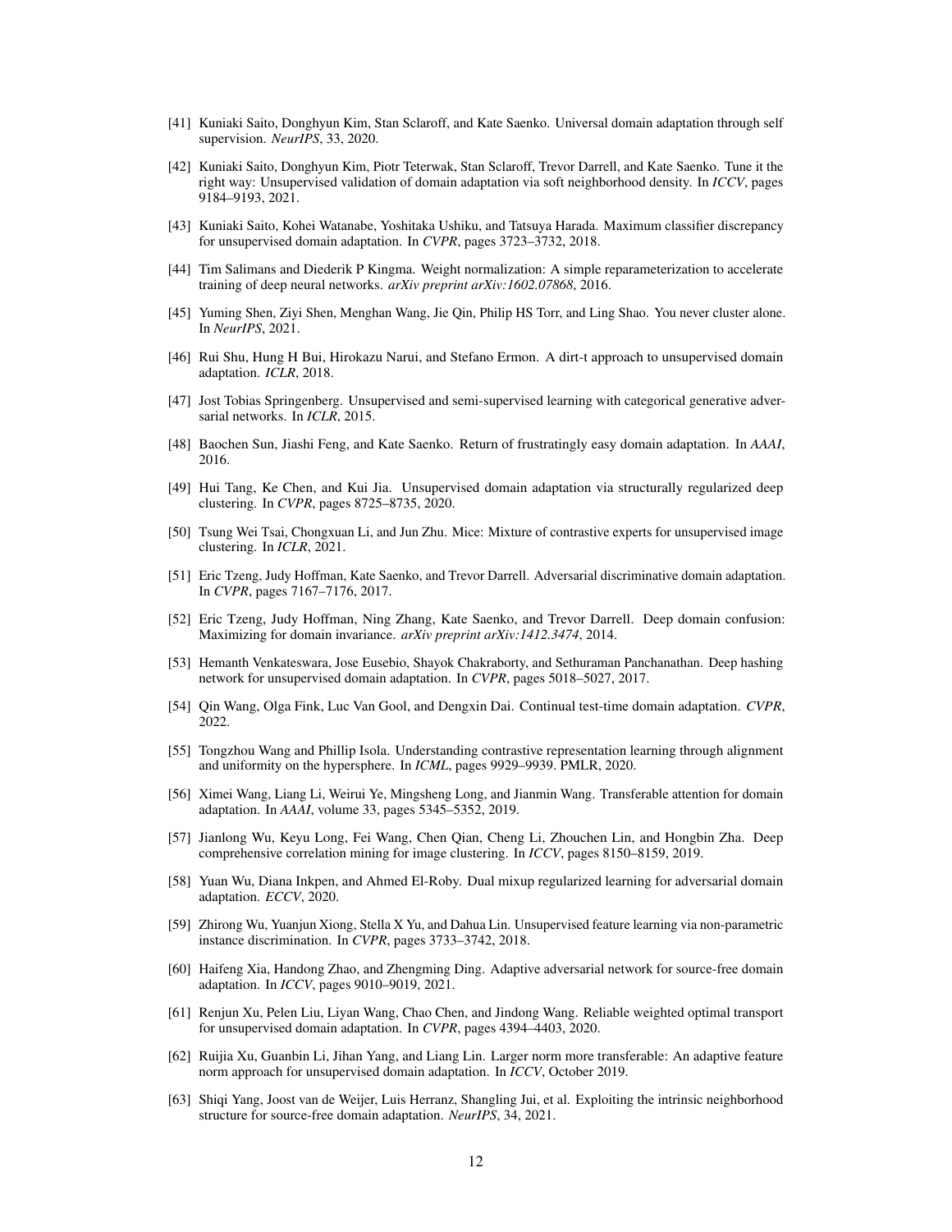[41] Kuniaki Saito, Donghyun Kim, Stan Sclaroff, and Kate Saenko. Universal domain adaptation through self supervision. *NeurIPS*, 33, 2020.

[42] Kuniaki Saito, Donghyun Kim, Piotr Teterwak, Stan Sclaroff, Trevor Darrell, and Kate Saenko. Tune it the right way: Unsupervised validation of domain adaptation via soft neighborhood density. In *ICCV*, pages 9184–9193, 2021.

[43] Kuniaki Saito, Kohei Watanabe, Yoshitaka Ushiku, and Tatsuya Harada. Maximum classifier discrepancy for unsupervised domain adaptation. In *CVPR*, pages 3723–3732, 2018.

[44] Tim Salimans and Diederik P Kingma. Weight normalization: A simple reparameterization to accelerate training of deep neural networks. *arXiv preprint arXiv:1602.07868*, 2016.

[45] Yuming Shen, Ziyi Shen, Menghan Wang, Jie Qin, Philip HS Torr, and Ling Shao. You never cluster alone. In *NeurIPS*, 2021.

[46] Rui Shu, Hung H Bui, Hirokazu Narui, and Stefano Ermon. A dirt-t approach to unsupervised domain adaptation. *ICLR*, 2018.

[47] Jost Tobias Springenberg. Unsupervised and semi-supervised learning with categorical generative adversarial networks. In *ICLR*, 2015.

[48] Baochen Sun, Jiashi Feng, and Kate Saenko. Return of frustratingly easy domain adaptation. In *AAAI*, 2016.

[49] Hui Tang, Ke Chen, and Kui Jia. Unsupervised domain adaptation via structurally regularized deep clustering. In *CVPR*, pages 8725–8735, 2020.

[50] Tsung Wei Tsai, Chongxuan Li, and Jun Zhu. Mice: Mixture of contrastive experts for unsupervised image clustering. In *ICLR*, 2021.

[51] Eric Tzeng, Judy Hoffman, Kate Saenko, and Trevor Darrell. Adversarial discriminative domain adaptation. In *CVPR*, pages 7167–7176, 2017.

[52] Eric Tzeng, Judy Hoffman, Ning Zhang, Kate Saenko, and Trevor Darrell. Deep domain confusion: Maximizing for domain invariance. *arXiv preprint arXiv:1412.3474*, 2014.

[53] Hemanth Venkateswara, Jose Eusebio, Shayok Chakraborty, and Sethuraman Panchanathan. Deep hashing network for unsupervised domain adaptation. In *CVPR*, pages 5018–5027, 2017.

[54] Qin Wang, Olga Fink, Luc Van Gool, and Dengxin Dai. Continual test-time domain adaptation. *CVPR*, 2022.

[55] Tongzhou Wang and Phillip Isola. Understanding contrastive representation learning through alignment and uniformity on the hypersphere. In *ICML*, pages 9929–9939. PMLR, 2020.

[56] Ximei Wang, Liang Li, Weirui Ye, Mingsheng Long, and Jianmin Wang. Transferable attention for domain adaptation. In *AAAI*, volume 33, pages 5345–5352, 2019.

[57] Jianlong Wu, Keyu Long, Fei Wang, Chen Qian, Cheng Li, Zhouchen Lin, and Hongbin Zha. Deep comprehensive correlation mining for image clustering. In *ICCV*, pages 8150–8159, 2019.

[58] Yuan Wu, Diana Inkpen, and Ahmed El-Roby. Dual mixup regularized learning for adversarial domain adaptation. *ECCV*, 2020.

[59] Zhirong Wu, Yuanjun Xiong, Stella X Yu, and Dahua Lin. Unsupervised feature learning via non-parametric instance discrimination. In *CVPR*, pages 3733–3742, 2018.

[60] Haifeng Xia, Handong Zhao, and Zhengming Ding. Adaptive adversarial network for source-free domain adaptation. In *ICCV*, pages 9010–9019, 2021.

[61] Renjun Xu, Pelen Liu, Liyan Wang, Chao Chen, and Jindong Wang. Reliable weighted optimal transport for unsupervised domain adaptation. In *CVPR*, pages 4394–4403, 2020.

[62] Ruijia Xu, Guanbin Li, Jihan Yang, and Liang Lin. Larger norm more transferable: An adaptive feature norm approach for unsupervised domain adaptation. In *ICCV*, October 2019.

[63] Shiqi Yang, Joost van de Weijer, Luis Herranz, Shangling Jui, et al. Exploiting the intrinsic neighborhood structure for source-free domain adaptation. *NeurIPS*, 34, 2021.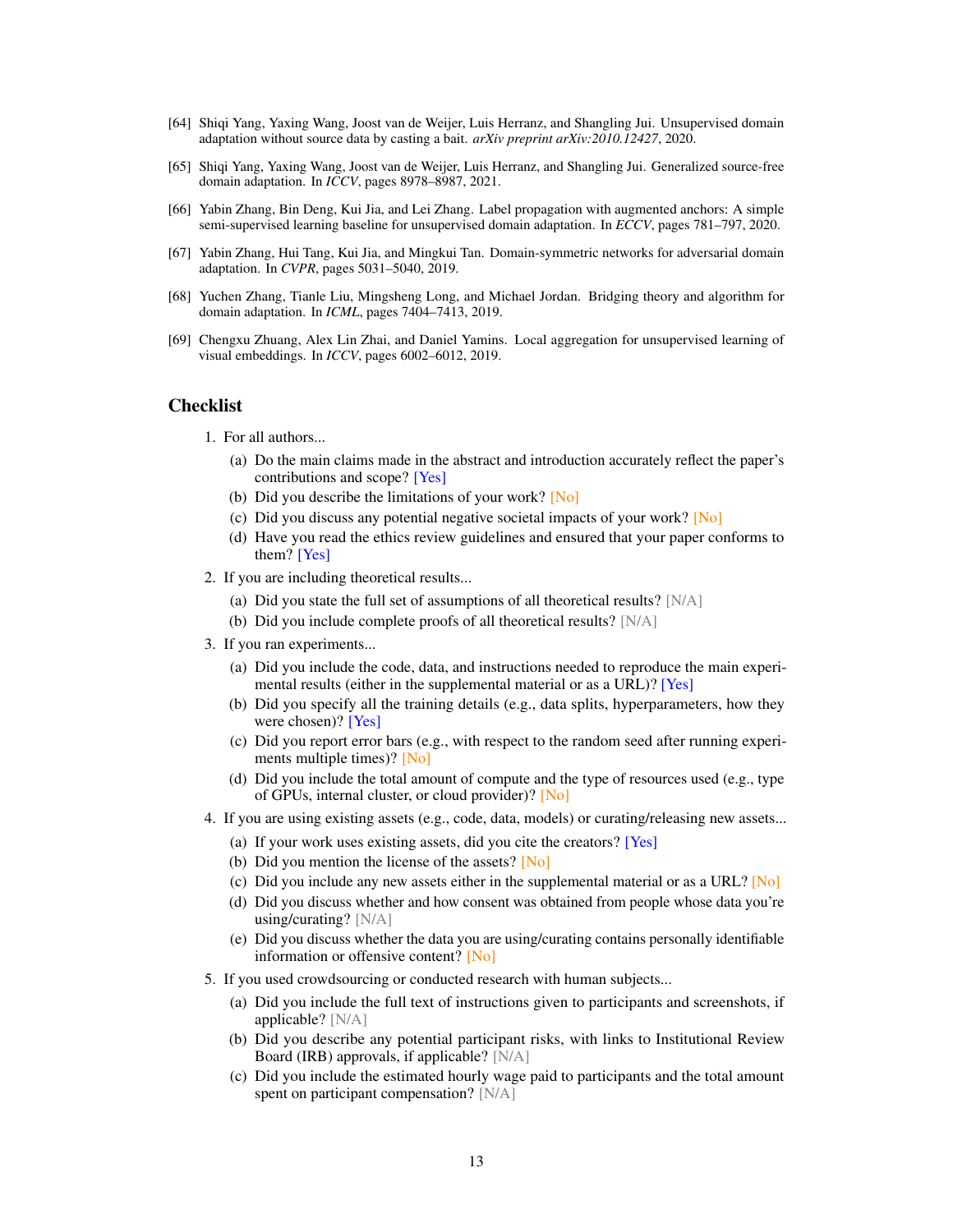[64] Shiqi Yang, Yaxing Wang, Joost van de Weijer, Luis Herranz, and Shangling Jui. Unsupervised domain adaptation without source data by casting a bait. *arXiv preprint arXiv:2010.12427*, 2020.

[65] Shiqi Yang, Yaxing Wang, Joost van de Weijer, Luis Herranz, and Shangling Jui. Generalized source-free domain adaptation. In *ICCV*, pages 8978–8987, 2021.

[66] Yabin Zhang, Bin Deng, Kui Jia, and Lei Zhang. Label propagation with augmented anchors: A simple semi-supervised learning baseline for unsupervised domain adaptation. In *ECCV*, pages 781–797, 2020.

[67] Yabin Zhang, Hui Tang, Kui Jia, and Mingkui Tan. Domain-symmetric networks for adversarial domain adaptation. In *CVPR*, pages 5031–5040, 2019.

[68] Yuchen Zhang, Tianle Liu, Mingsheng Long, and Michael Jordan. Bridging theory and algorithm for domain adaptation. In *ICML*, pages 7404–7413, 2019.

[69] Chengxu Zhuang, Alex Lin Zhai, and Daniel Yamins. Local aggregation for unsupervised learning of visual embeddings. In *ICCV*, pages 6002–6012, 2019.

## Checklist

1. For all authors...
   (a) Do the main claims made in the abstract and introduction accurately reflect the paper's contributions and scope? [Yes]
   (b) Did you describe the limitations of your work? [No]
   (c) Did you discuss any potential negative societal impacts of your work? [No]
   (d) Have you read the ethics review guidelines and ensured that your paper conforms to them? [Yes]
2. If you are including theoretical results...
   (a) Did you state the full set of assumptions of all theoretical results? [N/A]
   (b) Did you include complete proofs of all theoretical results? [N/A]
3. If you ran experiments...
   (a) Did you include the code, data, and instructions needed to reproduce the main experimental results (either in the supplemental material or as a URL)? [Yes]
   (b) Did you specify all the training details (e.g., data splits, hyperparameters, how they were chosen)? [Yes]
   (c) Did you report error bars (e.g., with respect to the random seed after running experiments multiple times)? [No]
   (d) Did you include the total amount of compute and the type of resources used (e.g., type of GPUs, internal cluster, or cloud provider)? [No]
4. If you are using existing assets (e.g., code, data, models) or curating/releasing new assets...
   (a) If your work uses existing assets, did you cite the creators? [Yes]
   (b) Did you mention the license of the assets? [No]
   (c) Did you include any new assets either in the supplemental material or as a URL? [No]
   (d) Did you discuss whether and how consent was obtained from people whose data you're using/curating? [N/A]
   (e) Did you discuss whether the data you are using/curating contains personally identifiable information or offensive content? [No]
5. If you used crowdsourcing or conducted research with human subjects...
   (a) Did you include the full text of instructions given to participants and screenshots, if applicable? [N/A]
   (b) Did you describe any potential participant risks, with links to Institutional Review Board (IRB) approvals, if applicable? [N/A]
   (c) Did you include the estimated hourly wage paid to participants and the total amount spent on participant compensation? [N/A]